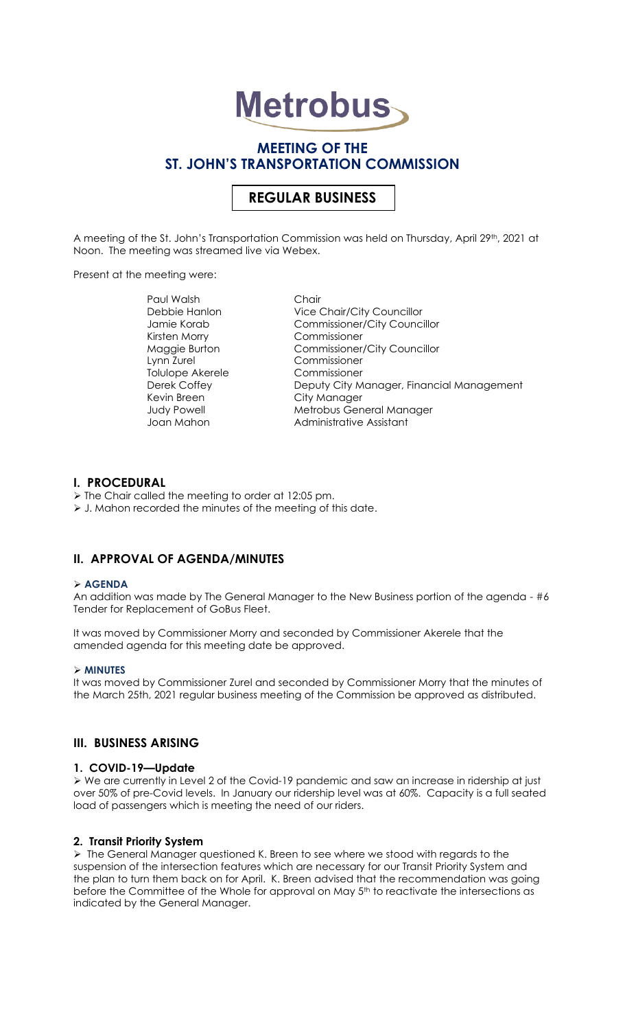# Metrobus

## MEETING OF THE ST. JOHN'S TRANSPORTATION COMMISSION

### REGULAR BUSINESS

A meeting of the St. John's Transportation Commission was held on Thursday, April 29th, 2021 at Noon. The meeting was streamed live via Webex.

Present at the meeting were:

| | |
|---|---|
| Paul Walsh | Chair |
| Debbie Hanlon | Vice Chair/City Councillor |
| Jamie Korab | Commissioner/City Councillor |
| Kirsten Morry | Commissioner |
| Maggie Burton | Commissioner/City Councillor |
| Lynn Zurel | Commissioner |
| Tolulope Akerele | Commissioner |
| Derek Coffey | Deputy City Manager, Financial Management |
| Kevin Breen | City Manager |
| Judy Powell | Metrobus General Manager |
| Joan Mahon | Administrative Assistant |

## I. PROCEDURAL

- The Chair called the meeting to order at 12:05 pm.
- J. Mahon recorded the minutes of the meeting of this date.

## II. APPROVAL OF AGENDA/MINUTES

- **AGENDA**

An addition was made by The General Manager to the New Business portion of the agenda - #6 Tender for Replacement of GoBus Fleet.

It was moved by Commissioner Morry and seconded by Commissioner Akerele that the amended agenda for this meeting date be approved.

- **MINUTES**

It was moved by Commissioner Zurel and seconded by Commissioner Morry that the minutes of the March 25th, 2021 regular business meeting of the Commission be approved as distributed.

## III. BUSINESS ARISING

### 1. COVID-19—Update

- We are currently in Level 2 of the Covid-19 pandemic and saw an increase in ridership at just over 50% of pre-Covid levels. In January our ridership level was at 60%. Capacity is a full seated load of passengers which is meeting the need of our riders.

### 2. Transit Priority System

- The General Manager questioned K. Breen to see where we stood with regards to the suspension of the intersection features which are necessary for our Transit Priority System and the plan to turn them back on for April. K. Breen advised that the recommendation was going before the Committee of the Whole for approval on May 5th to reactivate the intersections as indicated by the General Manager.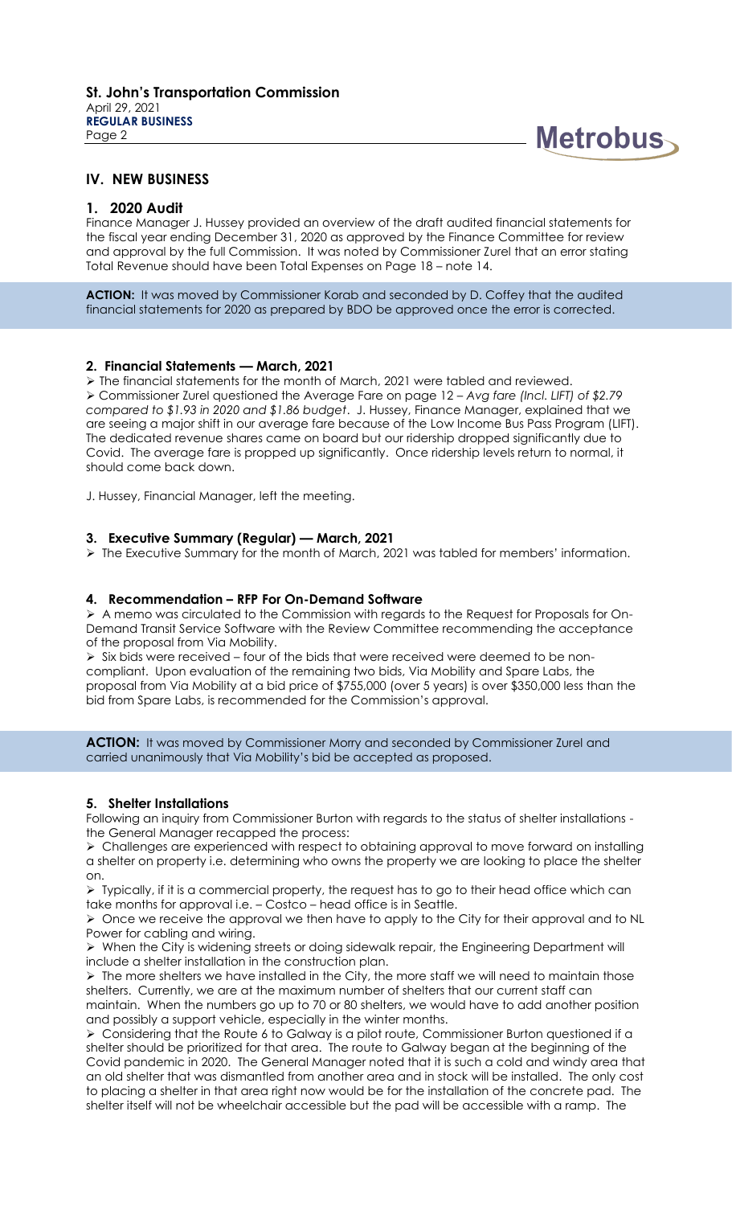## IV. NEW BUSINESS

### 1. 2020 Audit

Finance Manager J. Hussey provided an overview of the draft audited financial statements for the fiscal year ending December 31, 2020 as approved by the Finance Committee for review and approval by the full Commission. It was noted by Commissioner Zurel that an error stating Total Revenue should have been Total Expenses on Page 18 – note 14.

**ACTION:** It was moved by Commissioner Korab and seconded by D. Coffey that the audited financial statements for 2020 as prepared by BDO be approved once the error is corrected.

### 2. Financial Statements — March, 2021

- The financial statements for the month of March, 2021 were tabled and reviewed.
- Commissioner Zurel questioned the Average Fare on page 12 – *Avg fare (Incl. LIFT) of $2.79 compared to $1.93 in 2020 and $1.86 budget*. J. Hussey, Finance Manager, explained that we are seeing a major shift in our average fare because of the Low Income Bus Pass Program (LIFT). The dedicated revenue shares came on board but our ridership dropped significantly due to Covid. The average fare is propped up significantly. Once ridership levels return to normal, it should come back down.

J. Hussey, Financial Manager, left the meeting.

### 3. Executive Summary (Regular) — March, 2021

- The Executive Summary for the month of March, 2021 was tabled for members' information.

### 4. Recommendation – RFP For On-Demand Software

- A memo was circulated to the Commission with regards to the Request for Proposals for On-Demand Transit Service Software with the Review Committee recommending the acceptance of the proposal from Via Mobility.
- Six bids were received – four of the bids that were received were deemed to be non-compliant. Upon evaluation of the remaining two bids, Via Mobility and Spare Labs, the proposal from Via Mobility at a bid price of $755,000 (over 5 years) is over $350,000 less than the bid from Spare Labs, is recommended for the Commission's approval.

**ACTION:** It was moved by Commissioner Morry and seconded by Commissioner Zurel and carried unanimously that Via Mobility's bid be accepted as proposed.

### 5. Shelter Installations

Following an inquiry from Commissioner Burton with regards to the status of shelter installations - the General Manager recapped the process:

- Challenges are experienced with respect to obtaining approval to move forward on installing a shelter on property i.e. determining who owns the property we are looking to place the shelter on.
- Typically, if it is a commercial property, the request has to go to their head office which can take months for approval i.e. – Costco – head office is in Seattle.
- Once we receive the approval we then have to apply to the City for their approval and to NL Power for cabling and wiring.
- When the City is widening streets or doing sidewalk repair, the Engineering Department will include a shelter installation in the construction plan.
- The more shelters we have installed in the City, the more staff we will need to maintain those shelters. Currently, we are at the maximum number of shelters that our current staff can maintain. When the numbers go up to 70 or 80 shelters, we would have to add another position and possibly a support vehicle, especially in the winter months.
- Considering that the Route 6 to Galway is a pilot route, Commissioner Burton questioned if a shelter should be prioritized for that area. The route to Galway began at the beginning of the Covid pandemic in 2020. The General Manager noted that it is such a cold and windy area that an old shelter that was dismantled from another area and in stock will be installed. The only cost to placing a shelter in that area right now would be for the installation of the concrete pad. The shelter itself will not be wheelchair accessible but the pad will be accessible with a ramp. The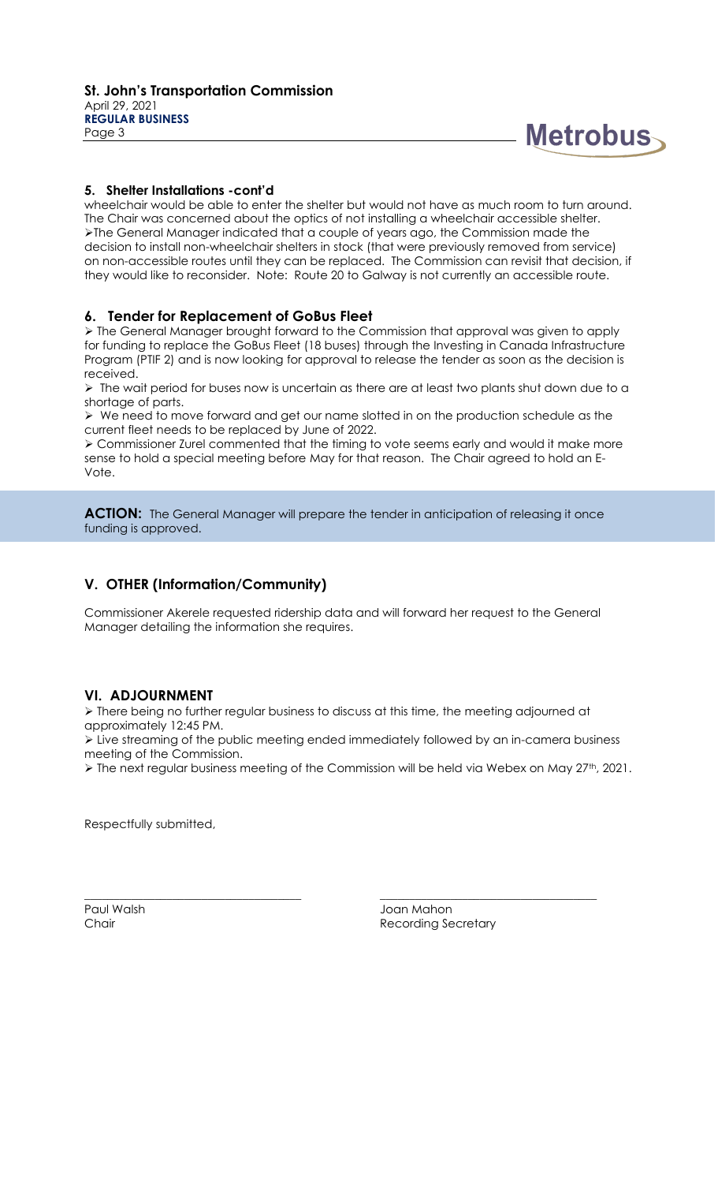### 5. Shelter Installations -cont'd

wheelchair would be able to enter the shelter but would not have as much room to turn around. The Chair was concerned about the optics of not installing a wheelchair accessible shelter.

- The General Manager indicated that a couple of years ago, the Commission made the decision to install non-wheelchair shelters in stock (that were previously removed from service) on non-accessible routes until they can be replaced. The Commission can revisit that decision, if they would like to reconsider. Note: Route 20 to Galway is not currently an accessible route.

### 6. Tender for Replacement of GoBus Fleet

- The General Manager brought forward to the Commission that approval was given to apply for funding to replace the GoBus Fleet (18 buses) through the Investing in Canada Infrastructure Program (PTIF 2) and is now looking for approval to release the tender as soon as the decision is received.
- The wait period for buses now is uncertain as there are at least two plants shut down due to a shortage of parts.
- We need to move forward and get our name slotted in on the production schedule as the current fleet needs to be replaced by June of 2022.
- Commissioner Zurel commented that the timing to vote seems early and would it make more sense to hold a special meeting before May for that reason. The Chair agreed to hold an E-Vote.

**ACTION:** The General Manager will prepare the tender in anticipation of releasing it once funding is approved.

## V. OTHER (Information/Community)

Commissioner Akerele requested ridership data and will forward her request to the General Manager detailing the information she requires.

## VI. ADJOURNMENT

- There being no further regular business to discuss at this time, the meeting adjourned at approximately 12:45 PM.
- Live streaming of the public meeting ended immediately followed by an in-camera business meeting of the Commission.
- The next regular business meeting of the Commission will be held via Webex on May 27th, 2021.

Respectfully submitted,

Paul Walsh
Chair

Joan Mahon
Recording Secretary